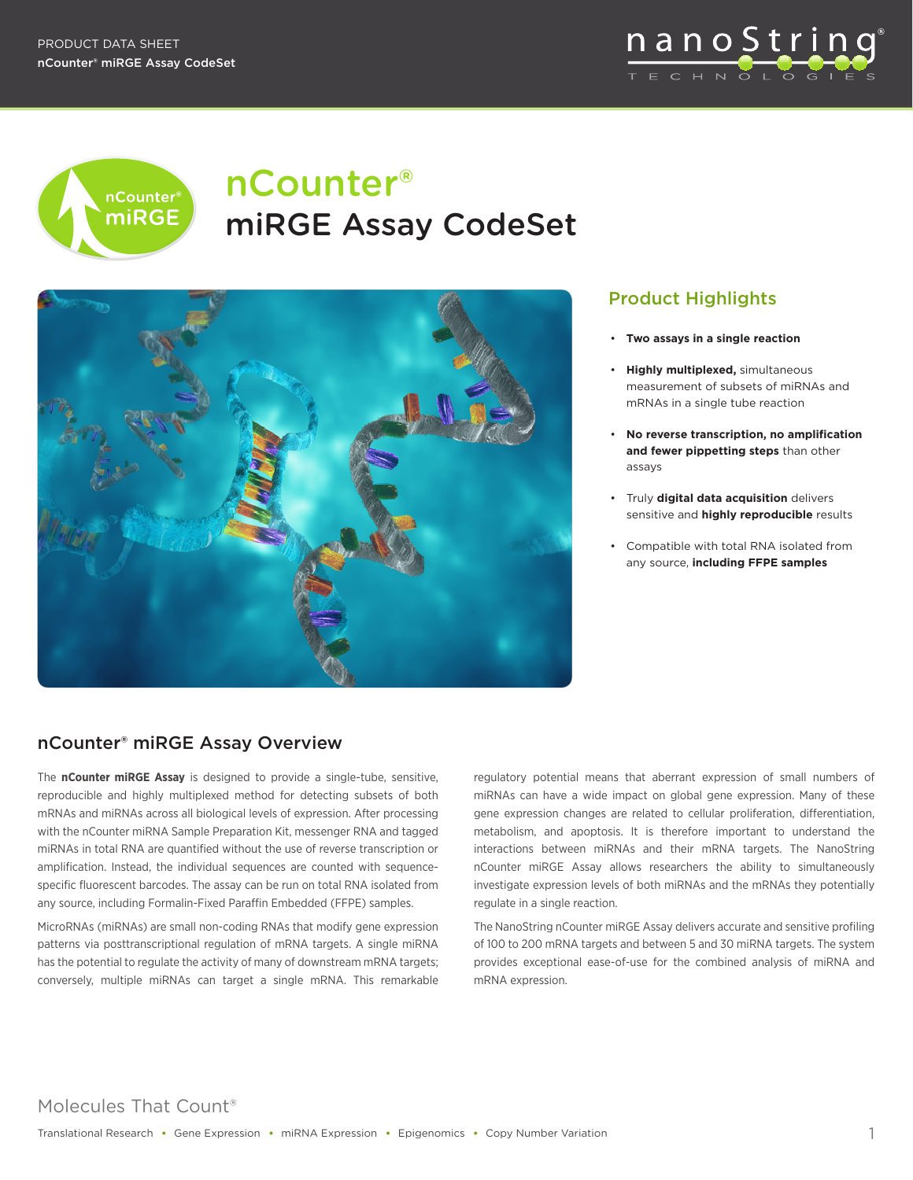PRODUCT DATA SHEET
nCounter® miRGE Assay CodeSet

# nCounter® miRGE Assay CodeSet

## Product Highlights

- **Two assays in a single reaction**
- **Highly multiplexed,** simultaneous measurement of subsets of miRNAs and mRNAs in a single tube reaction
- **No reverse transcription, no amplification and fewer pippetting steps** than other assays
- Truly **digital data acquisition** delivers sensitive and **highly reproducible** results
- Compatible with total RNA isolated from any source, **including FFPE samples**

## nCounter® miRGE Assay Overview

The **nCounter miRGE Assay** is designed to provide a single-tube, sensitive, reproducible and highly multiplexed method for detecting subsets of both mRNAs and miRNAs across all biological levels of expression. After processing with the nCounter miRNA Sample Preparation Kit, messenger RNA and tagged miRNAs in total RNA are quantified without the use of reverse transcription or amplification. Instead, the individual sequences are counted with sequence-specific fluorescent barcodes. The assay can be run on total RNA isolated from any source, including Formalin-Fixed Paraffin Embedded (FFPE) samples.

MicroRNAs (miRNAs) are small non-coding RNAs that modify gene expression patterns via posttranscriptional regulation of mRNA targets. A single miRNA has the potential to regulate the activity of many of downstream mRNA targets; conversely, multiple miRNAs can target a single mRNA. This remarkable regulatory potential means that aberrant expression of small numbers of miRNAs can have a wide impact on global gene expression. Many of these gene expression changes are related to cellular proliferation, differentiation, metabolism, and apoptosis. It is therefore important to understand the interactions between miRNAs and their mRNA targets. The NanoString nCounter miRGE Assay allows researchers the ability to simultaneously investigate expression levels of both miRNAs and the mRNAs they potentially regulate in a single reaction.

The NanoString nCounter miRGE Assay delivers accurate and sensitive profiling of 100 to 200 mRNA targets and between 5 and 30 miRNA targets. The system provides exceptional ease-of-use for the combined analysis of miRNA and mRNA expression.

Molecules That Count®

Translational Research • Gene Expression • miRNA Expression • Epigenomics • Copy Number Variation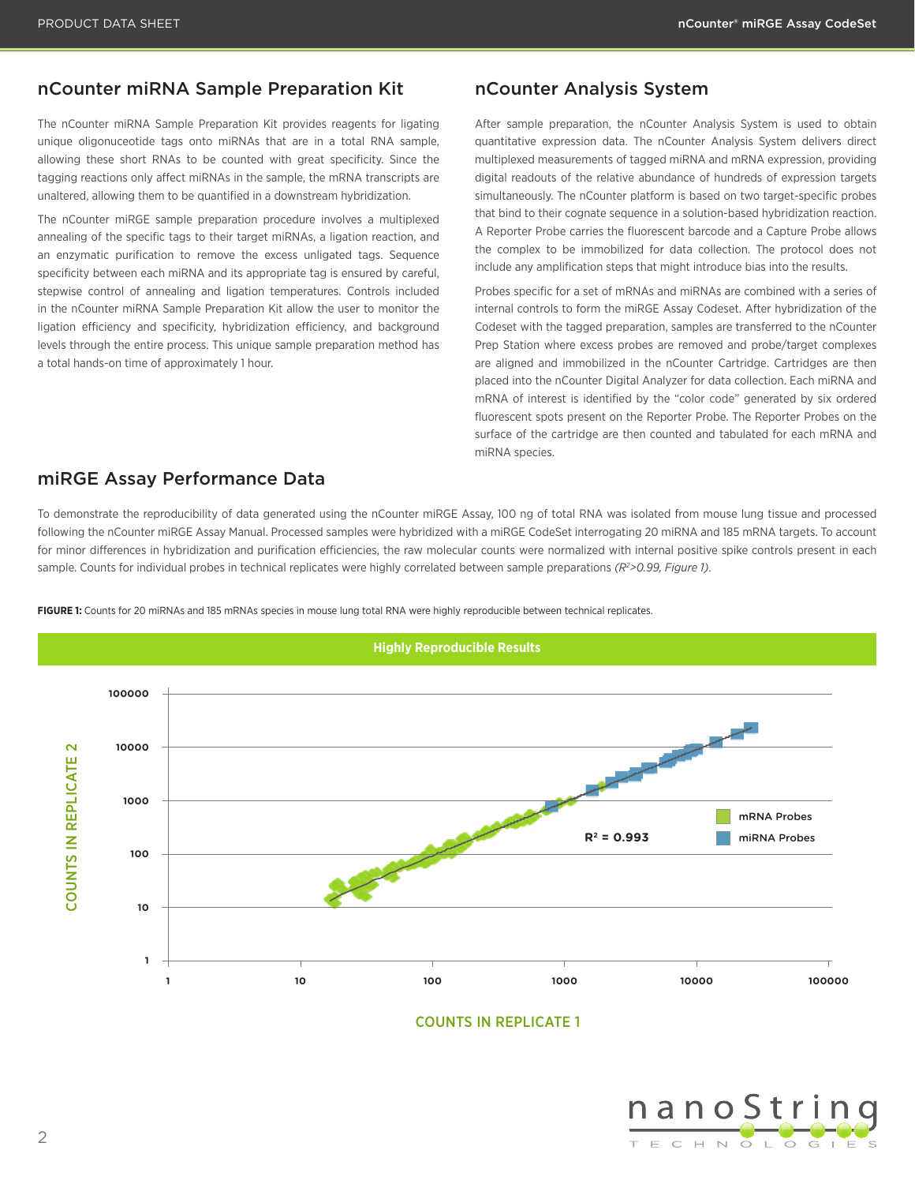## nCounter miRNA Sample Preparation Kit

The nCounter miRNA Sample Preparation Kit provides reagents for ligating unique oligonuceotide tags onto miRNAs that are in a total RNA sample, allowing these short RNAs to be counted with great specificity. Since the tagging reactions only affect miRNAs in the sample, the mRNA transcripts are unaltered, allowing them to be quantified in a downstream hybridization.

The nCounter miRGE sample preparation procedure involves a multiplexed annealing of the specific tags to their target miRNAs, a ligation reaction, and an enzymatic purification to remove the excess unligated tags. Sequence specificity between each miRNA and its appropriate tag is ensured by careful, stepwise control of annealing and ligation temperatures. Controls included in the nCounter miRNA Sample Preparation Kit allow the user to monitor the ligation efficiency and specificity, hybridization efficiency, and background levels through the entire process. This unique sample preparation method has a total hands-on time of approximately 1 hour.

## nCounter Analysis System

After sample preparation, the nCounter Analysis System is used to obtain quantitative expression data. The nCounter Analysis System delivers direct multiplexed measurements of tagged miRNA and mRNA expression, providing digital readouts of the relative abundance of hundreds of expression targets simultaneously. The nCounter platform is based on two target-specific probes that bind to their cognate sequence in a solution-based hybridization reaction. A Reporter Probe carries the fluorescent barcode and a Capture Probe allows the complex to be immobilized for data collection. The protocol does not include any amplification steps that might introduce bias into the results.

Probes specific for a set of mRNAs and miRNAs are combined with a series of internal controls to form the miRGE Assay Codeset. After hybridization of the Codeset with the tagged preparation, samples are transferred to the nCounter Prep Station where excess probes are removed and probe/target complexes are aligned and immobilized in the nCounter Cartridge. Cartridges are then placed into the nCounter Digital Analyzer for data collection. Each miRNA and mRNA of interest is identified by the "color code" generated by six ordered fluorescent spots present on the Reporter Probe. The Reporter Probes on the surface of the cartridge are then counted and tabulated for each mRNA and miRNA species.

## miRGE Assay Performance Data

To demonstrate the reproducibility of data generated using the nCounter miRGE Assay, 100 ng of total RNA was isolated from mouse lung tissue and processed following the nCounter miRGE Assay Manual. Processed samples were hybridized with a miRGE CodeSet interrogating 20 miRNA and 185 mRNA targets. To account for minor differences in hybridization and purification efficiencies, the raw molecular counts were normalized with internal positive spike controls present in each sample. Counts for individual probes in technical replicates were highly correlated between sample preparations *($R^2$>0.99, Figure 1)*.

**FIGURE 1:** Counts for 20 miRNAs and 185 mRNAs species in mouse lung total RNA were highly reproducible between technical replicates.

**Highly Reproducible Results**

$R^2 = 0.993$

mRNA Probes
miRNA Probes

COUNTS IN REPLICATE 1 (x-axis: 1, 10, 100, 1000, 10000, 100000)

COUNTS IN REPLICATE 2 (y-axis: 1, 10, 100, 1000, 10000, 100000)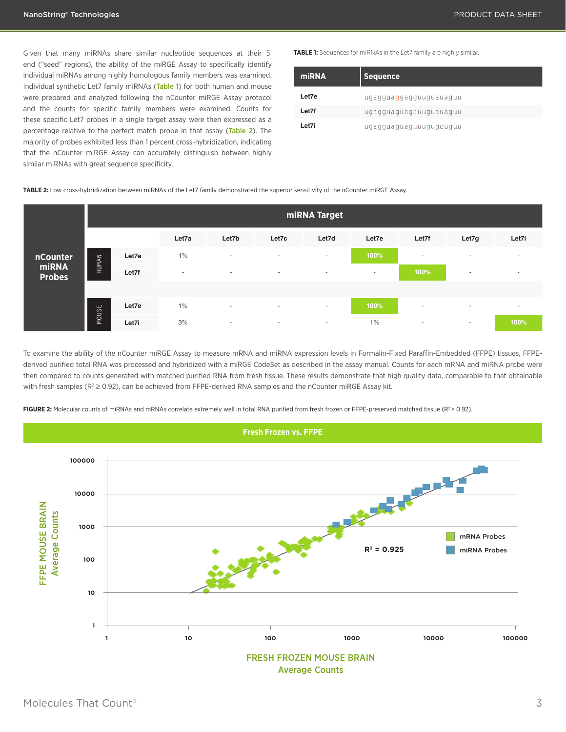Given that many miRNAs share similar nucleotide sequences at their 5' end ("seed" regions), the ability of the miRGE Assay to specifically identify individual miRNAs among highly homologous family members was examined. Individual synthetic Let7 family miRNAs (Table 1) for both human and mouse were prepared and analyzed following the nCounter miRGE Assay protocol and the counts for specific family members were examined. Counts for these specific Let7 probes in a single target assay were then expressed as a percentage relative to the perfect match probe in that assay (Table 2). The majority of probes exhibited less than 1 percent cross-hybridization, indicating that the nCounter miRGE Assay can accurately distinguish between highly similar miRNAs with great sequence specificity.

**TABLE 1:** Sequences for miRNAs in the Let7 family are highly similar.

| miRNA | Sequence |
|---|---|
| Let7e | ugagguaggagguuguauaguu |
| Let7f | ugagguagua gauuguauaguu |
| Let7i | ugagguaguaguuugugcuguu |

**TABLE 2:** Low cross-hybridization between miRNAs of the Let7 family demonstrated the superior sensitivity of the nCounter miRGE Assay.

| nCounter miRNA Probes | | | miRNA Target | | | | | | | |
|---|---|---|---|---|---|---|---|---|---|---|
| | | | Let7a | Let7b | Let7c | Let7d | Let7e | Let7f | Let7g | Let7i |
| | HUMAN | Let7e | 1% | - | - | - | 100% | - | - | - |
| | HUMAN | Let7f | - | - | - | - | - | 100% | - | - |
| | MOUSE | Let7e | 1% | - | - | - | 100% | - | - | - |
| | MOUSE | Let7i | 3% | - | - | - | 1% | - | - | 100% |

To examine the ability of the nCounter miRGE Assay to measure mRNA and miRNA expression levels in Formalin-Fixed Paraffin-Embedded (FFPE) tissues, FFPE-derived purified total RNA was processed and hybridized with a miRGE CodeSet as described in the assay manual. Counts for each mRNA and miRNA probe were then compared to counts generated with matched purified RNA from fresh tissue. These results demonstrate that high quality data, comparable to that obtainable with fresh samples ($R^2 \geq 0.92$), can be achieved from FFPE-derived RNA samples and the nCounter miRGE Assay kit.

**FIGURE 2:** Molecular counts of miRNAs and mRNAs correlate extremely well in total RNA purified from fresh frozen or FFPE-preserved matched tissue ($R^2 > 0.92$).

**Fresh Frozen vs. FFPE**

FFPE MOUSE BRAIN Average Counts (y-axis: 1 – 100000); FRESH FROZEN MOUSE BRAIN Average Counts (x-axis: 1 – 100000); $R^2 = 0.925$; Legend: mRNA Probes, miRNA Probes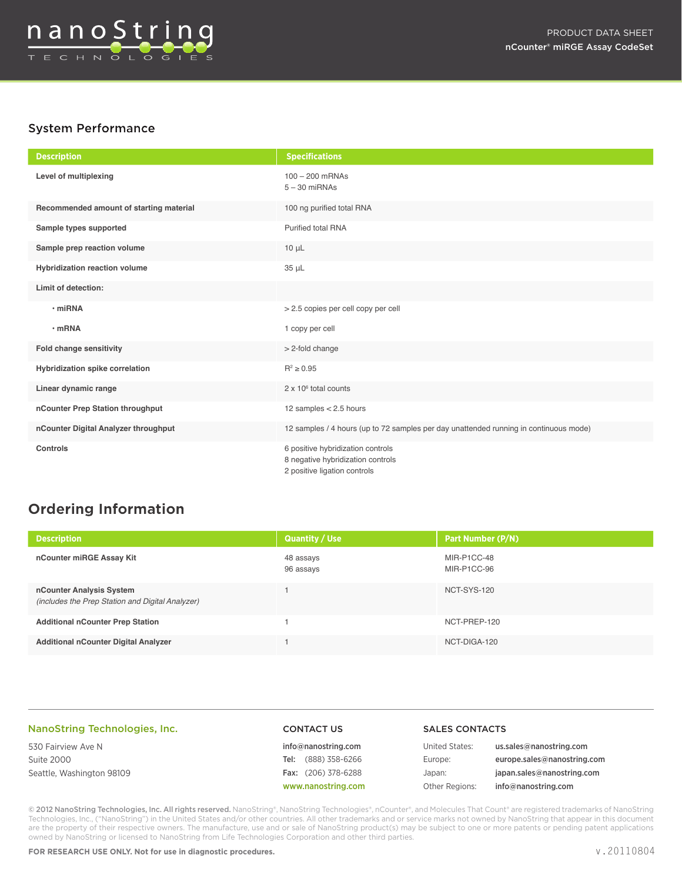## System Performance

| Description | Specifications |
|---|---|
| **Level of multiplexing** | 100 – 200 mRNAs<br>5 – 30 miRNAs |
| **Recommended amount of starting material** | 100 ng purified total RNA |
| **Sample types supported** | Purified total RNA |
| **Sample prep reaction volume** | 10 µL |
| **Hybridization reaction volume** | 35 µL |
| **Limit of detection:** | |
| • **miRNA** | > 2.5 copies per cell copy per cell |
| • **mRNA** | 1 copy per cell |
| **Fold change sensitivity** | > 2-fold change |
| **Hybridization spike correlation** | $R^2 \geq 0.95$ |
| **Linear dynamic range** | $2 \times 10^6$ total counts |
| **nCounter Prep Station throughput** | 12 samples < 2.5 hours |
| **nCounter Digital Analyzer throughput** | 12 samples / 4 hours (up to 72 samples per day unattended running in continuous mode) |
| **Controls** | 6 positive hybridization controls<br>8 negative hybridization controls<br>2 positive ligation controls |

## Ordering Information

| Description | Quantity / Use | Part Number (P/N) |
|---|---|---|
| **nCounter miRGE Assay Kit** | 48 assays<br>96 assays | MIR-P1CC-48<br>MIR-P1CC-96 |
| **nCounter Analysis System**<br>*(includes the Prep Station and Digital Analyzer)* | 1 | NCT-SYS-120 |
| **Additional nCounter Prep Station** | 1 | NCT-PREP-120 |
| **Additional nCounter Digital Analyzer** | 1 | NCT-DIGA-120 |

**NanoString Technologies, Inc.**

530 Fairview Ave N
Suite 2000
Seattle, Washington 98109

**CONTACT US**

info@nanostring.com
**Tel:** (888) 358-6266
**Fax:** (206) 378-6288
www.nanostring.com

**SALES CONTACTS**

United States: us.sales@nanostring.com
Europe: europe.sales@nanostring.com
Japan: japan.sales@nanostring.com
Other Regions: info@nanostring.com

**© 2012 NanoString Technologies, Inc. All rights reserved.** NanoString®, NanoString Technologies®, nCounter®, and Molecules That Count® are registered trademarks of NanoString Technologies, Inc., ("NanoString") in the United States and/or other countries. All other trademarks and or service marks not owned by NanoString that appear in this document are the property of their respective owners. The manufacture, use and or sale of NanoString product(s) may be subject to one or more patents or pending patent applications owned by NanoString or licensed to NanoString from Life Technologies Corporation and other third parties.

**FOR RESEARCH USE ONLY. Not for use in diagnostic procedures.**

v.20110804